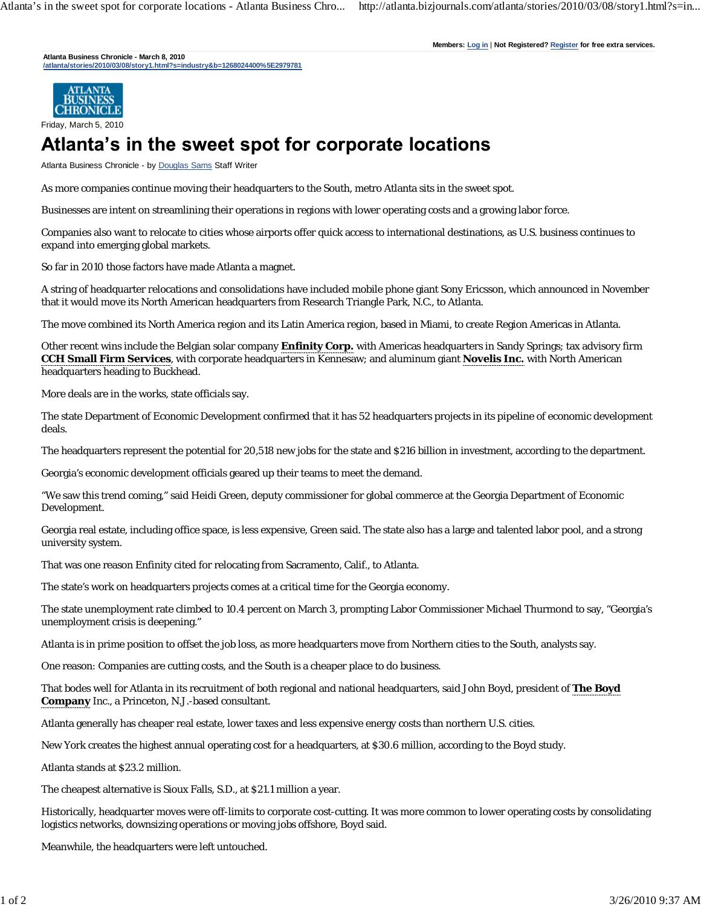Members: Log in | Not Registered? Register for free extra services.

**Atlanta Business Chronicle - March 8, 2010**
/atlanta/stories/2010/03/08/story1.html?s=industry&b=1268024400%5E2979781

Friday, March 5, 2010

# Atlanta's in the sweet spot for corporate locations

Atlanta Business Chronicle - by Douglas Sams Staff Writer

As more companies continue moving their headquarters to the South, metro Atlanta sits in the sweet spot.

Businesses are intent on streamlining their operations in regions with lower operating costs and a growing labor force.

Companies also want to relocate to cities whose airports offer quick access to international destinations, as U.S. business continues to expand into emerging global markets.

So far in 2010 those factors have made Atlanta a magnet.

A string of headquarter relocations and consolidations have included mobile phone giant Sony Ericsson, which announced in November that it would move its North American headquarters from Research Triangle Park, N.C., to Atlanta.

The move combined its North America region and its Latin America region, based in Miami, to create Region Americas in Atlanta.

Other recent wins include the Belgian solar company **Enfinity Corp.** with Americas headquarters in Sandy Springs; tax advisory firm **CCH Small Firm Services**, with corporate headquarters in Kennesaw; and aluminum giant **Novelis Inc.** with North American headquarters heading to Buckhead.

More deals are in the works, state officials say.

The state Department of Economic Development confirmed that it has 52 headquarters projects in its pipeline of economic development deals.

The headquarters represent the potential for 20,518 new jobs for the state and $216 billion in investment, according to the department.

Georgia's economic development officials geared up their teams to meet the demand.

"We saw this trend coming," said Heidi Green, deputy commissioner for global commerce at the Georgia Department of Economic Development.

Georgia real estate, including office space, is less expensive, Green said. The state also has a large and talented labor pool, and a strong university system.

That was one reason Enfinity cited for relocating from Sacramento, Calif., to Atlanta.

The state's work on headquarters projects comes at a critical time for the Georgia economy.

The state unemployment rate climbed to 10.4 percent on March 3, prompting Labor Commissioner Michael Thurmond to say, "Georgia's unemployment crisis is deepening."

Atlanta is in prime position to offset the job loss, as more headquarters move from Northern cities to the South, analysts say.

One reason: Companies are cutting costs, and the South is a cheaper place to do business.

That bodes well for Atlanta in its recruitment of both regional and national headquarters, said John Boyd, president of **The Boyd Company** Inc., a Princeton, N.J.-based consultant.

Atlanta generally has cheaper real estate, lower taxes and less expensive energy costs than northern U.S. cities.

New York creates the highest annual operating cost for a headquarters, at $30.6 million, according to the Boyd study.

Atlanta stands at $23.2 million.

The cheapest alternative is Sioux Falls, S.D., at $21.1 million a year.

Historically, headquarter moves were off-limits to corporate cost-cutting. It was more common to lower operating costs by consolidating logistics networks, downsizing operations or moving jobs offshore, Boyd said.

Meanwhile, the headquarters were left untouched.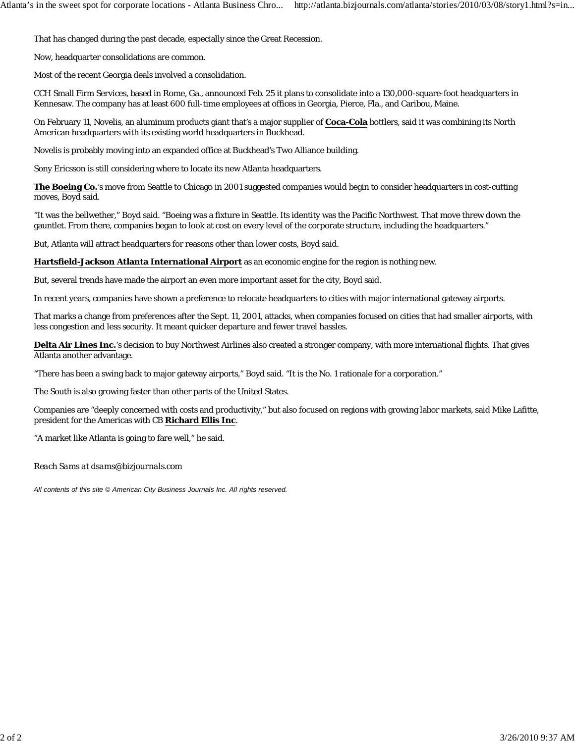That has changed during the past decade, especially since the Great Recession.

Now, headquarter consolidations are common.

Most of the recent Georgia deals involved a consolidation.

CCH Small Firm Services, based in Rome, Ga., announced Feb. 25 it plans to consolidate into a 130,000-square-foot headquarters in Kennesaw. The company has at least 600 full-time employees at offices in Georgia, Pierce, Fla., and Caribou, Maine.

On February 11, Novelis, an aluminum products giant that's a major supplier of **Coca-Cola** bottlers, said it was combining its North American headquarters with its existing world headquarters in Buckhead.

Novelis is probably moving into an expanded office at Buckhead's Two Alliance building.

Sony Ericsson is still considering where to locate its new Atlanta headquarters.

**The Boeing Co.**'s move from Seattle to Chicago in 2001 suggested companies would begin to consider headquarters in cost-cutting moves, Boyd said.

"It was the bellwether," Boyd said. "Boeing was a fixture in Seattle. Its identity was the Pacific Northwest. That move threw down the gauntlet. From there, companies began to look at cost on every level of the corporate structure, including the headquarters."

But, Atlanta will attract headquarters for reasons other than lower costs, Boyd said.

**Hartsfield-Jackson Atlanta International Airport** as an economic engine for the region is nothing new.

But, several trends have made the airport an even more important asset for the city, Boyd said.

In recent years, companies have shown a preference to relocate headquarters to cities with major international gateway airports.

That marks a change from preferences after the Sept. 11, 2001, attacks, when companies focused on cities that had smaller airports, with less congestion and less security. It meant quicker departure and fewer travel hassles.

**Delta Air Lines Inc.**'s decision to buy Northwest Airlines also created a stronger company, with more international flights. That gives Atlanta another advantage.

"There has been a swing back to major gateway airports," Boyd said. "It is the No. 1 rationale for a corporation."

The South is also growing faster than other parts of the United States.

Companies are "deeply concerned with costs and productivity," but also focused on regions with growing labor markets, said Mike Lafitte, president for the Americas with CB **Richard Ellis Inc**.

"A market like Atlanta is going to fare well," he said.

*Reach Sams at dsams@bizjournals.com*

*All contents of this site © American City Business Journals Inc. All rights reserved.*